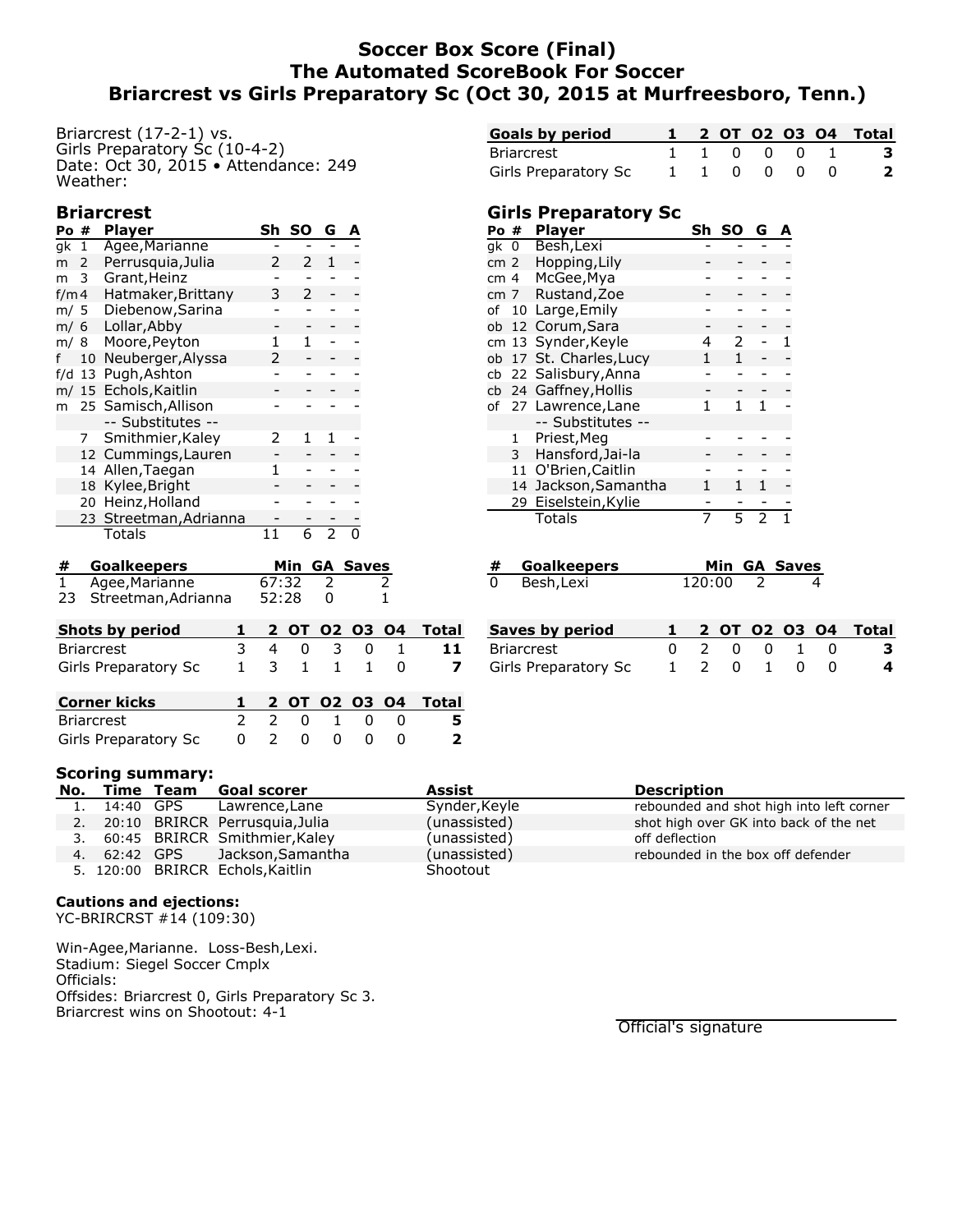# Soccer Box Score (Final)
# The Automated ScoreBook For Soccer
# Briarcrest vs Girls Preparatory Sc (Oct 30, 2015 at Murfreesboro, Tenn.)

Briarcrest (17-2-1) vs.
Girls Preparatory Sc (10-4-2)
Date: Oct 30, 2015 • Attendance: 249
Weather:

| Goals by period | 1 | 2 | OT | O2 | O3 | O4 | Total |
|---|---|---|---|---|---|---|---|
| Briarcrest | 1 | 1 | 0 | 0 | 0 | 1 | 3 |
| Girls Preparatory Sc | 1 | 1 | 0 | 0 | 0 | 0 | 2 |

## Briarcrest

| Po | # | Player | Sh | SO | G | A |
|---|---|---|---|---|---|---|
| gk | 1 | Agee,Marianne | - | - | - | - |
| m | 2 | Perrusquia,Julia | 2 | 2 | 1 | - |
| m | 3 | Grant,Heinz | - | - | - | - |
| f/m | 4 | Hatmaker,Brittany | 3 | 2 | - | - |
| m/ | 5 | Diebenow,Sarina | - | - | - | - |
| m/ | 6 | Lollar,Abby | - | - | - | - |
| m/ | 8 | Moore,Peyton | 1 | 1 | - | - |
| f | 10 | Neuberger,Alyssa | 2 | - | - | - |
| f/d | 13 | Pugh,Ashton | - | - | - | - |
| m/ | 15 | Echols,Kaitlin | - | - | - | - |
| m | 25 | Samisch,Allison | - | - | - | - |
| | | -- Substitutes -- | | | | |
| | 7 | Smithmier,Kaley | 2 | 1 | 1 | - |
| | 12 | Cummings,Lauren | - | - | - | - |
| | 14 | Allen,Taegan | 1 | - | - | - |
| | 18 | Kylee,Bright | - | - | - | - |
| | 20 | Heinz,Holland | - | - | - | - |
| | 23 | Streetman,Adrianna | - | - | - | - |
| | | Totals | 11 | 6 | 2 | 0 |

## Girls Preparatory Sc

| Po | # | Player | Sh | SO | G | A |
|---|---|---|---|---|---|---|
| gk | 0 | Besh,Lexi | - | - | - | - |
| cm | 2 | Hopping,Lily | - | - | - | - |
| cm | 4 | McGee,Mya | - | - | - | - |
| cm | 7 | Rustand,Zoe | - | - | - | - |
| of | 10 | Large,Emily | - | - | - | - |
| ob | 12 | Corum,Sara | - | - | - | - |
| cm | 13 | Synder,Keyle | 4 | 2 | - | 1 |
| ob | 17 | St. Charles,Lucy | 1 | 1 | - | - |
| cb | 22 | Salisbury,Anna | - | - | - | - |
| cb | 24 | Gaffney,Hollis | - | - | - | - |
| of | 27 | Lawrence,Lane | 1 | 1 | 1 | - |
| | | -- Substitutes -- | | | | |
| | 1 | Priest,Meg | - | - | - | - |
| | 3 | Hansford,Jai-la | - | - | - | - |
| | 11 | O'Brien,Caitlin | - | - | - | - |
| | 14 | Jackson,Samantha | 1 | 1 | 1 | - |
| | 29 | Eiselstein,Kylie | - | - | - | - |
| | | Totals | 7 | 5 | 2 | 1 |

| # | Goalkeepers | Min | GA | Saves |
|---|---|---|---|---|
| 1 | Agee,Marianne | 67:32 | 2 | 2 |
| 23 | Streetman,Adrianna | 52:28 | 0 | 1 |

| # | Goalkeepers | Min | GA | Saves |
|---|---|---|---|---|
| 0 | Besh,Lexi | 120:00 | 2 | 4 |

| Shots by period | 1 | 2 | OT | O2 | O3 | O4 | Total |
|---|---|---|---|---|---|---|---|
| Briarcrest | 3 | 4 | 0 | 3 | 0 | 1 | 11 |
| Girls Preparatory Sc | 1 | 3 | 1 | 1 | 1 | 0 | 7 |

| Saves by period | 1 | 2 | OT | O2 | O3 | O4 | Total |
|---|---|---|---|---|---|---|---|
| Briarcrest | 0 | 2 | 0 | 0 | 1 | 0 | 3 |
| Girls Preparatory Sc | 1 | 2 | 0 | 1 | 0 | 0 | 4 |

| Corner kicks | 1 | 2 | OT | O2 | O3 | O4 | Total |
|---|---|---|---|---|---|---|---|
| Briarcrest | 2 | 2 | 0 | 1 | 0 | 0 | 5 |
| Girls Preparatory Sc | 0 | 2 | 0 | 0 | 0 | 0 | 2 |

### Scoring summary:

| No. | Time | Team | Goal scorer | Assist | Description |
|---|---|---|---|---|---|
| 1. | 14:40 | GPS | Lawrence,Lane | Synder,Keyle | rebounded and shot high into left corner |
| 2. | 20:10 | BRIRCR | Perrusquia,Julia | (unassisted) | shot high over GK into back of the net |
| 3. | 60:45 | BRIRCR | Smithmier,Kaley | (unassisted) | off deflection |
| 4. | 62:42 | GPS | Jackson,Samantha | (unassisted) | rebounded in the box off defender |
| 5. | 120:00 | BRIRCR | Echols,Kaitlin | Shootout | |

### Cautions and ejections:
YC-BRIRCRST #14 (109:30)

Win-Agee,Marianne. Loss-Besh,Lexi.
Stadium: Siegel Soccer Cmplx
Officials:
Offsides: Briarcrest 0, Girls Preparatory Sc 3.
Briarcrest wins on Shootout: 4-1

Official's signature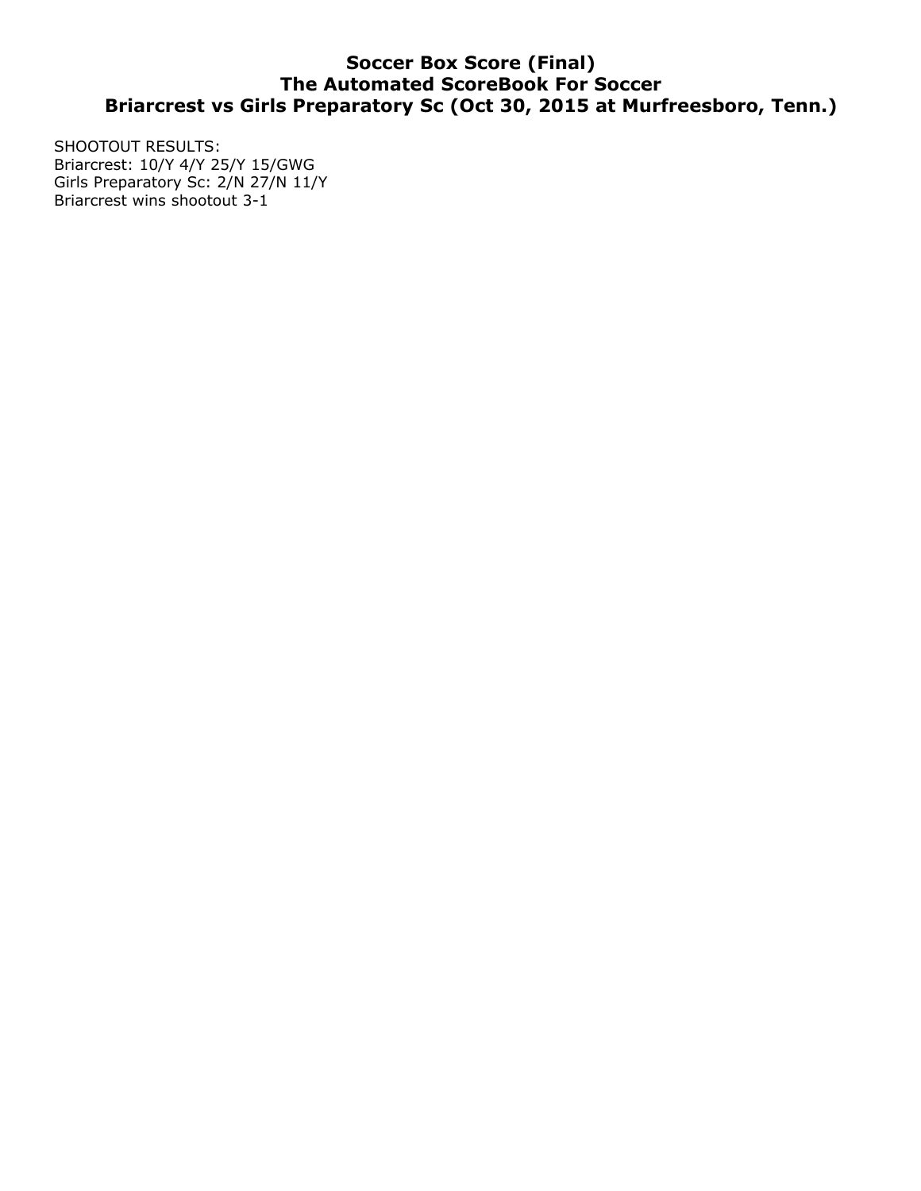# Soccer Box Score (Final)
# The Automated ScoreBook For Soccer
# Briarcrest vs Girls Preparatory Sc (Oct 30, 2015 at Murfreesboro, Tenn.)

SHOOTOUT RESULTS:
Briarcrest: 10/Y 4/Y 25/Y 15/GWG
Girls Preparatory Sc: 2/N 27/N 11/Y
Briarcrest wins shootout 3-1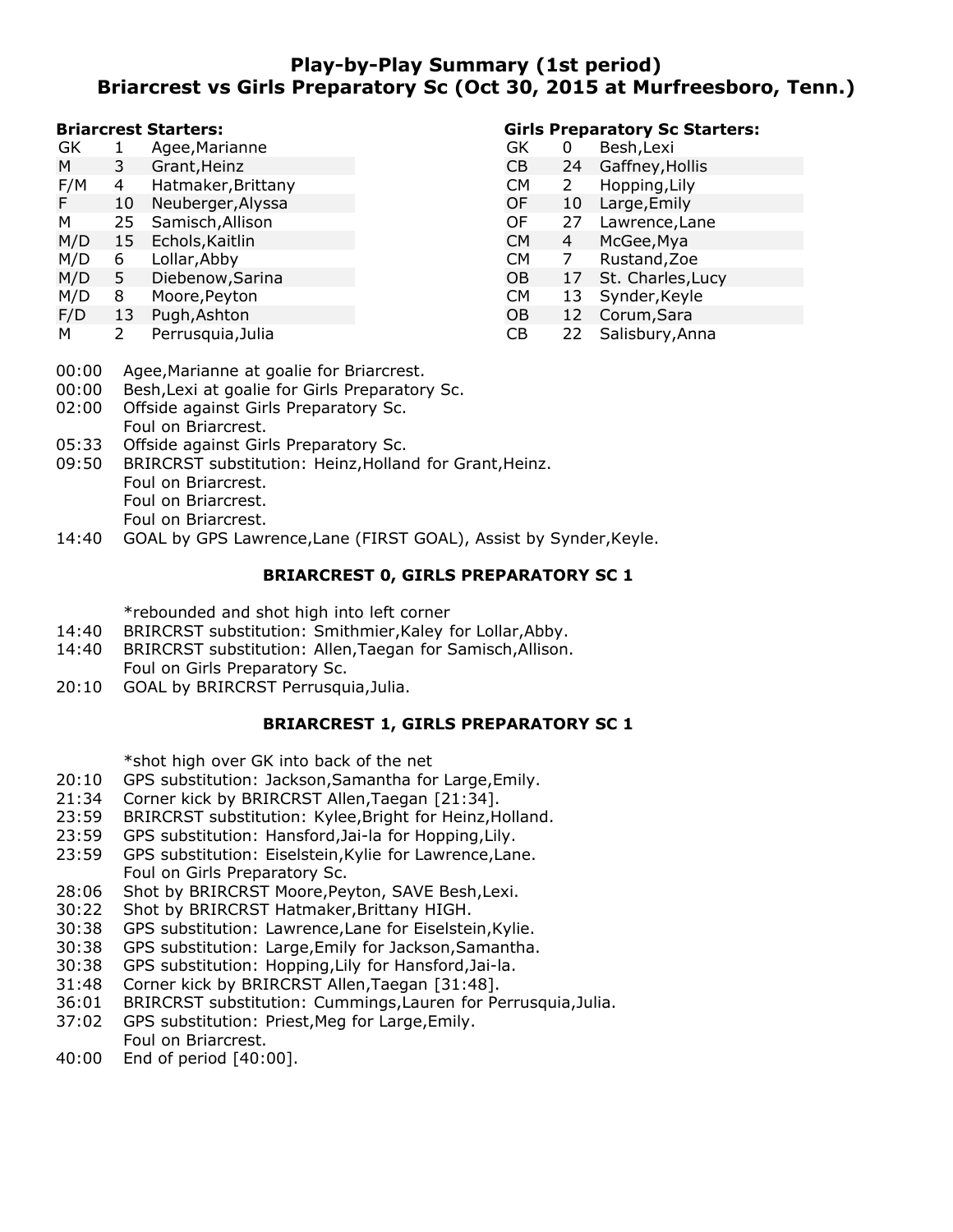# Play-by-Play Summary (1st period)
## Briarcrest vs Girls Preparatory Sc (Oct 30, 2015 at Murfreesboro, Tenn.)

**Briarcrest Starters:**

| Pos | No | Name |
|---|---|---|
| GK | 1 | Agee,Marianne |
| M | 3 | Grant,Heinz |
| F/M | 4 | Hatmaker,Brittany |
| F | 10 | Neuberger,Alyssa |
| M | 25 | Samisch,Allison |
| M/D | 15 | Echols,Kaitlin |
| M/D | 6 | Lollar,Abby |
| M/D | 5 | Diebenow,Sarina |
| M/D | 8 | Moore,Peyton |
| F/D | 13 | Pugh,Ashton |
| M | 2 | Perrusquia,Julia |

**Girls Preparatory Sc Starters:**

| Pos | No | Name |
|---|---|---|
| GK | 0 | Besh,Lexi |
| CB | 24 | Gaffney,Hollis |
| CM | 2 | Hopping,Lily |
| OF | 10 | Large,Emily |
| OF | 27 | Lawrence,Lane |
| CM | 4 | McGee,Mya |
| CM | 7 | Rustand,Zoe |
| OB | 17 | St. Charles,Lucy |
| CM | 13 | Synder,Keyle |
| OB | 12 | Corum,Sara |
| CB | 22 | Salisbury,Anna |

00:00 Agee,Marianne at goalie for Briarcrest.
00:00 Besh,Lexi at goalie for Girls Preparatory Sc.
02:00 Offside against Girls Preparatory Sc.
Foul on Briarcrest.
05:33 Offside against Girls Preparatory Sc.
09:50 BRIRCRST substitution: Heinz,Holland for Grant,Heinz.
Foul on Briarcrest.
Foul on Briarcrest.
Foul on Briarcrest.
14:40 GOAL by GPS Lawrence,Lane (FIRST GOAL), Assist by Synder,Keyle.

**BRIARCREST 0, GIRLS PREPARATORY SC 1**

*rebounded and shot high into left corner
14:40 BRIRCRST substitution: Smithmier,Kaley for Lollar,Abby.
14:40 BRIRCRST substitution: Allen,Taegan for Samisch,Allison.
Foul on Girls Preparatory Sc.
20:10 GOAL by BRIRCRST Perrusquia,Julia.

**BRIARCREST 1, GIRLS PREPARATORY SC 1**

*shot high over GK into back of the net
20:10 GPS substitution: Jackson,Samantha for Large,Emily.
21:34 Corner kick by BRIRCRST Allen,Taegan [21:34].
23:59 BRIRCRST substitution: Kylee,Bright for Heinz,Holland.
23:59 GPS substitution: Hansford,Jai-la for Hopping,Lily.
23:59 GPS substitution: Eiselstein,Kylie for Lawrence,Lane.
Foul on Girls Preparatory Sc.
28:06 Shot by BRIRCRST Moore,Peyton, SAVE Besh,Lexi.
30:22 Shot by BRIRCRST Hatmaker,Brittany HIGH.
30:38 GPS substitution: Lawrence,Lane for Eiselstein,Kylie.
30:38 GPS substitution: Large,Emily for Jackson,Samantha.
30:38 GPS substitution: Hopping,Lily for Hansford,Jai-la.
31:48 Corner kick by BRIRCRST Allen,Taegan [31:48].
36:01 BRIRCRST substitution: Cummings,Lauren for Perrusquia,Julia.
37:02 GPS substitution: Priest,Meg for Large,Emily.
Foul on Briarcrest.
40:00 End of period [40:00].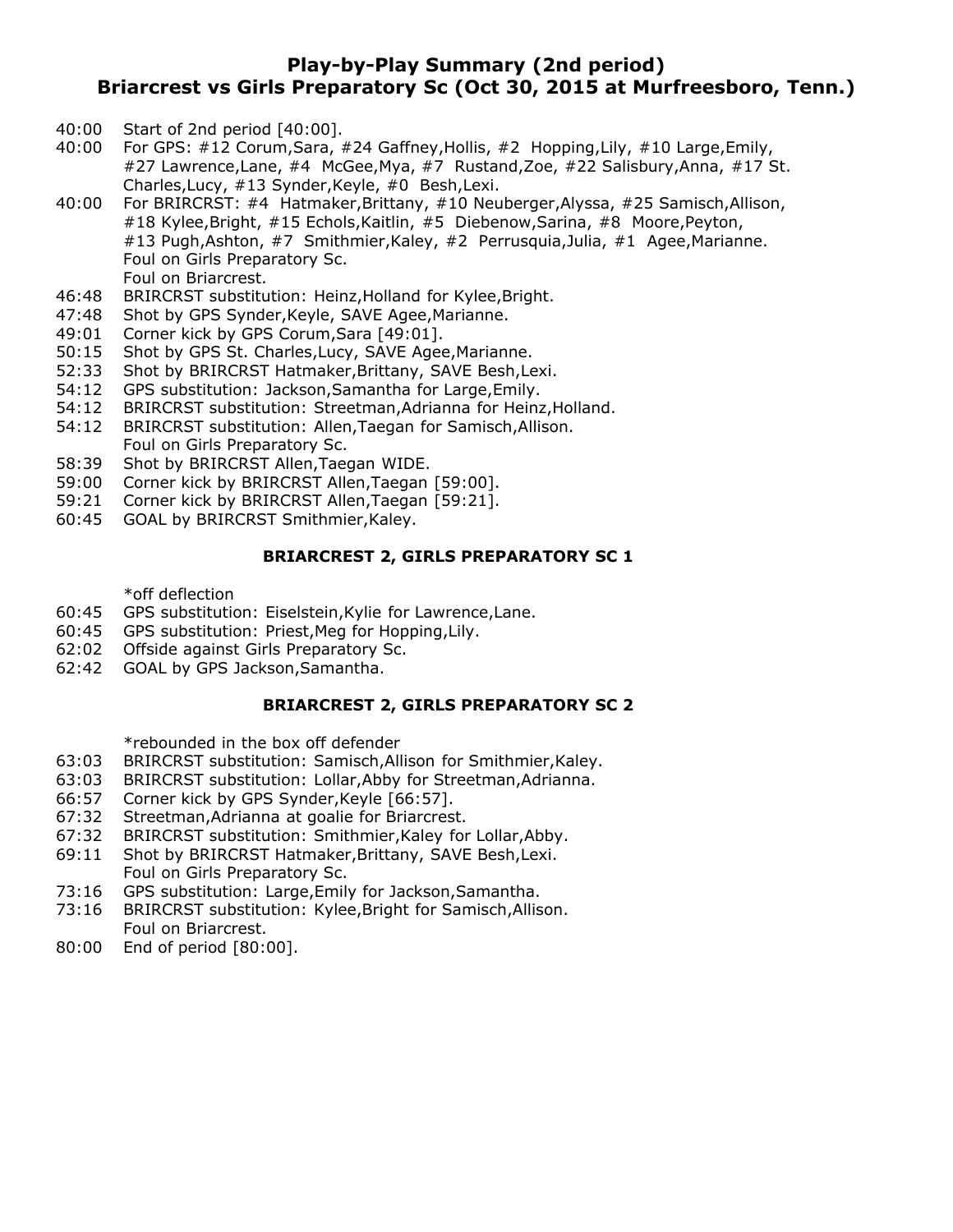# Play-by-Play Summary (2nd period)
# Briarcrest vs Girls Preparatory Sc (Oct 30, 2015 at Murfreesboro, Tenn.)

- 40:00 Start of 2nd period [40:00].
- 40:00 For GPS: #12 Corum,Sara, #24 Gaffney,Hollis, #2 Hopping,Lily, #10 Large,Emily, #27 Lawrence,Lane, #4 McGee,Mya, #7 Rustand,Zoe, #22 Salisbury,Anna, #17 St. Charles,Lucy, #13 Synder,Keyle, #0 Besh,Lexi.
- 40:00 For BRIRCRST: #4 Hatmaker,Brittany, #10 Neuberger,Alyssa, #25 Samisch,Allison, #18 Kylee,Bright, #15 Echols,Kaitlin, #5 Diebenow,Sarina, #8 Moore,Peyton, #13 Pugh,Ashton, #7 Smithmier,Kaley, #2 Perrusquia,Julia, #1 Agee,Marianne.
  Foul on Girls Preparatory Sc.
  Foul on Briarcrest.
- 46:48 BRIRCRST substitution: Heinz,Holland for Kylee,Bright.
- 47:48 Shot by GPS Synder,Keyle, SAVE Agee,Marianne.
- 49:01 Corner kick by GPS Corum,Sara [49:01].
- 50:15 Shot by GPS St. Charles,Lucy, SAVE Agee,Marianne.
- 52:33 Shot by BRIRCRST Hatmaker,Brittany, SAVE Besh,Lexi.
- 54:12 GPS substitution: Jackson,Samantha for Large,Emily.
- 54:12 BRIRCRST substitution: Streetman,Adrianna for Heinz,Holland.
- 54:12 BRIRCRST substitution: Allen,Taegan for Samisch,Allison.
  Foul on Girls Preparatory Sc.
- 58:39 Shot by BRIRCRST Allen,Taegan WIDE.
- 59:00 Corner kick by BRIRCRST Allen,Taegan [59:00].
- 59:21 Corner kick by BRIRCRST Allen,Taegan [59:21].
- 60:45 GOAL by BRIRCRST Smithmier,Kaley.

**BRIARCREST 2, GIRLS PREPARATORY SC 1**

*off deflection

- 60:45 GPS substitution: Eiselstein,Kylie for Lawrence,Lane.
- 60:45 GPS substitution: Priest,Meg for Hopping,Lily.
- 62:02 Offside against Girls Preparatory Sc.
- 62:42 GOAL by GPS Jackson,Samantha.

**BRIARCREST 2, GIRLS PREPARATORY SC 2**

*rebounded in the box off defender

- 63:03 BRIRCRST substitution: Samisch,Allison for Smithmier,Kaley.
- 63:03 BRIRCRST substitution: Lollar,Abby for Streetman,Adrianna.
- 66:57 Corner kick by GPS Synder,Keyle [66:57].
- 67:32 Streetman,Adrianna at goalie for Briarcrest.
- 67:32 BRIRCRST substitution: Smithmier,Kaley for Lollar,Abby.
- 69:11 Shot by BRIRCRST Hatmaker,Brittany, SAVE Besh,Lexi.
  Foul on Girls Preparatory Sc.
- 73:16 GPS substitution: Large,Emily for Jackson,Samantha.
- 73:16 BRIRCRST substitution: Kylee,Bright for Samisch,Allison.
  Foul on Briarcrest.
- 80:00 End of period [80:00].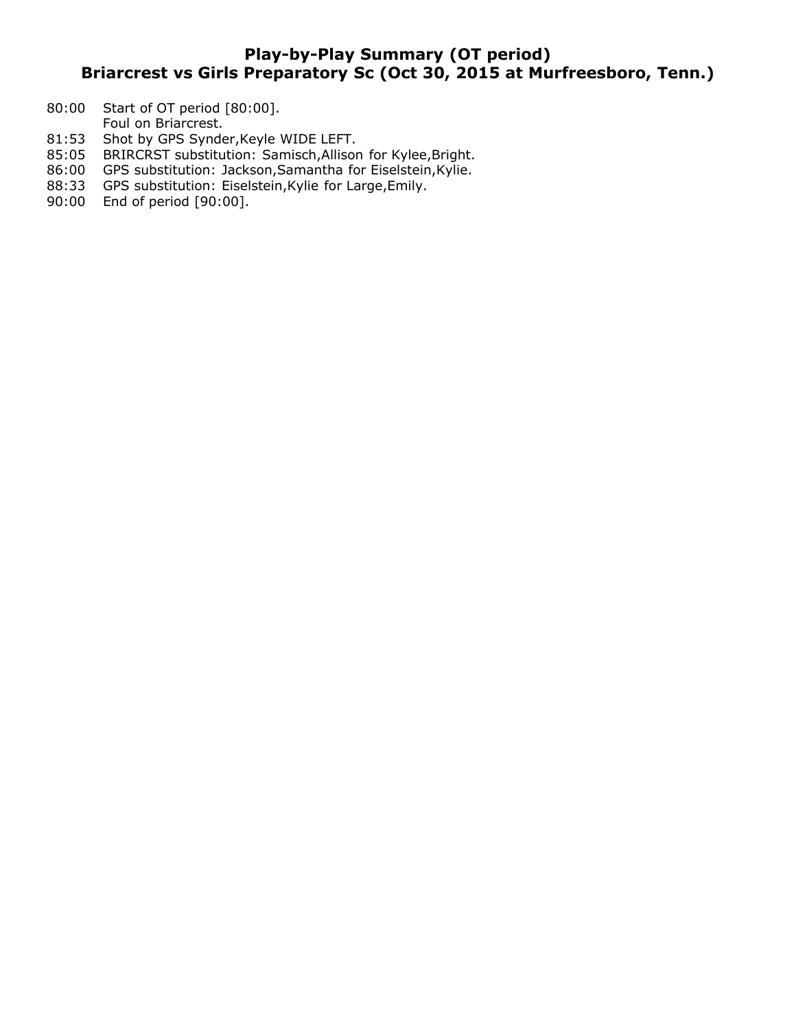# Play-by-Play Summary (OT period)
## Briarcrest vs Girls Preparatory Sc (Oct 30, 2015 at Murfreesboro, Tenn.)

| Time | Play |
|---|---|
| 80:00 | Start of OT period [80:00]. |
| | Foul on Briarcrest. |
| 81:53 | Shot by GPS Synder,Keyle WIDE LEFT. |
| 85:05 | BRIRCRST substitution: Samisch,Allison for Kylee,Bright. |
| 86:00 | GPS substitution: Jackson,Samantha for Eiselstein,Kylie. |
| 88:33 | GPS substitution: Eiselstein,Kylie for Large,Emily. |
| 90:00 | End of period [90:00]. |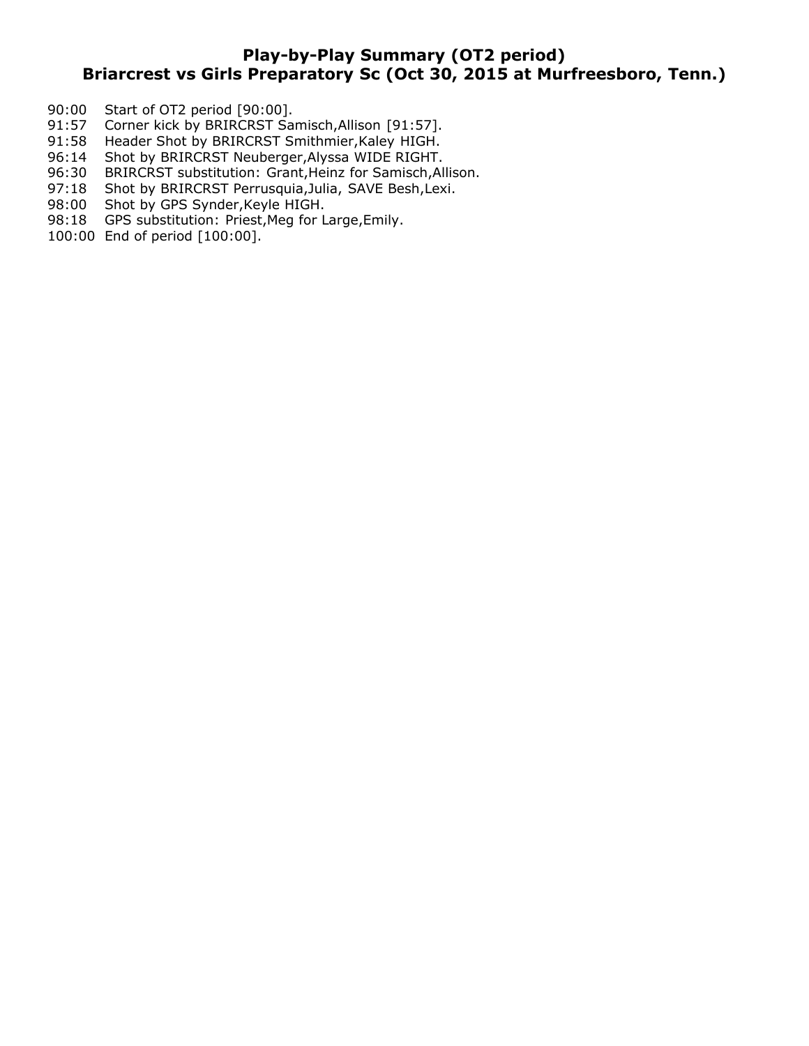# Play-by-Play Summary (OT2 period)
## Briarcrest vs Girls Preparatory Sc (Oct 30, 2015 at Murfreesboro, Tenn.)

- 90:00 Start of OT2 period [90:00].
- 91:57 Corner kick by BRIRCRST Samisch,Allison [91:57].
- 91:58 Header Shot by BRIRCRST Smithmier,Kaley HIGH.
- 96:14 Shot by BRIRCRST Neuberger,Alyssa WIDE RIGHT.
- 96:30 BRIRCRST substitution: Grant,Heinz for Samisch,Allison.
- 97:18 Shot by BRIRCRST Perrusquia,Julia, SAVE Besh,Lexi.
- 98:00 Shot by GPS Synder,Keyle HIGH.
- 98:18 GPS substitution: Priest,Meg for Large,Emily.
- 100:00 End of period [100:00].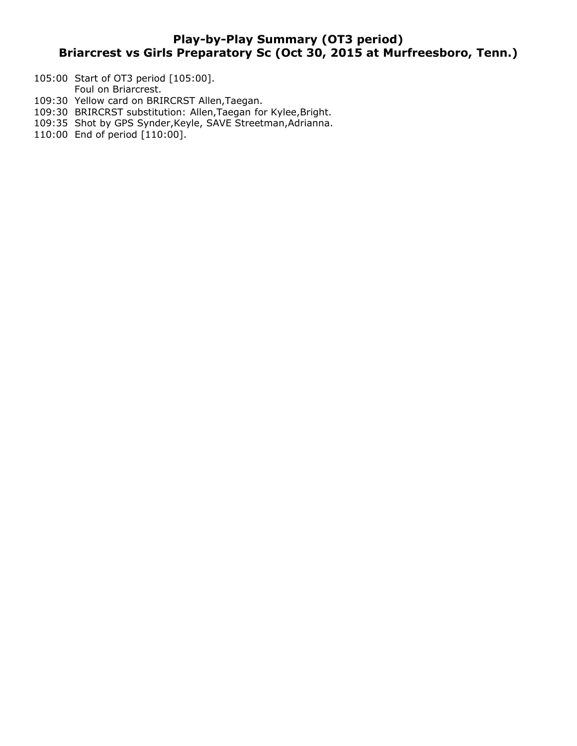# Play-by-Play Summary (OT3 period)
# Briarcrest vs Girls Preparatory Sc (Oct 30, 2015 at Murfreesboro, Tenn.)

105:00 Start of OT3 period [105:00].
       Foul on Briarcrest.
109:30 Yellow card on BRIRCRST Allen,Taegan.
109:30 BRIRCRST substitution: Allen,Taegan for Kylee,Bright.
109:35 Shot by GPS Synder,Keyle, SAVE Streetman,Adrianna.
110:00 End of period [110:00].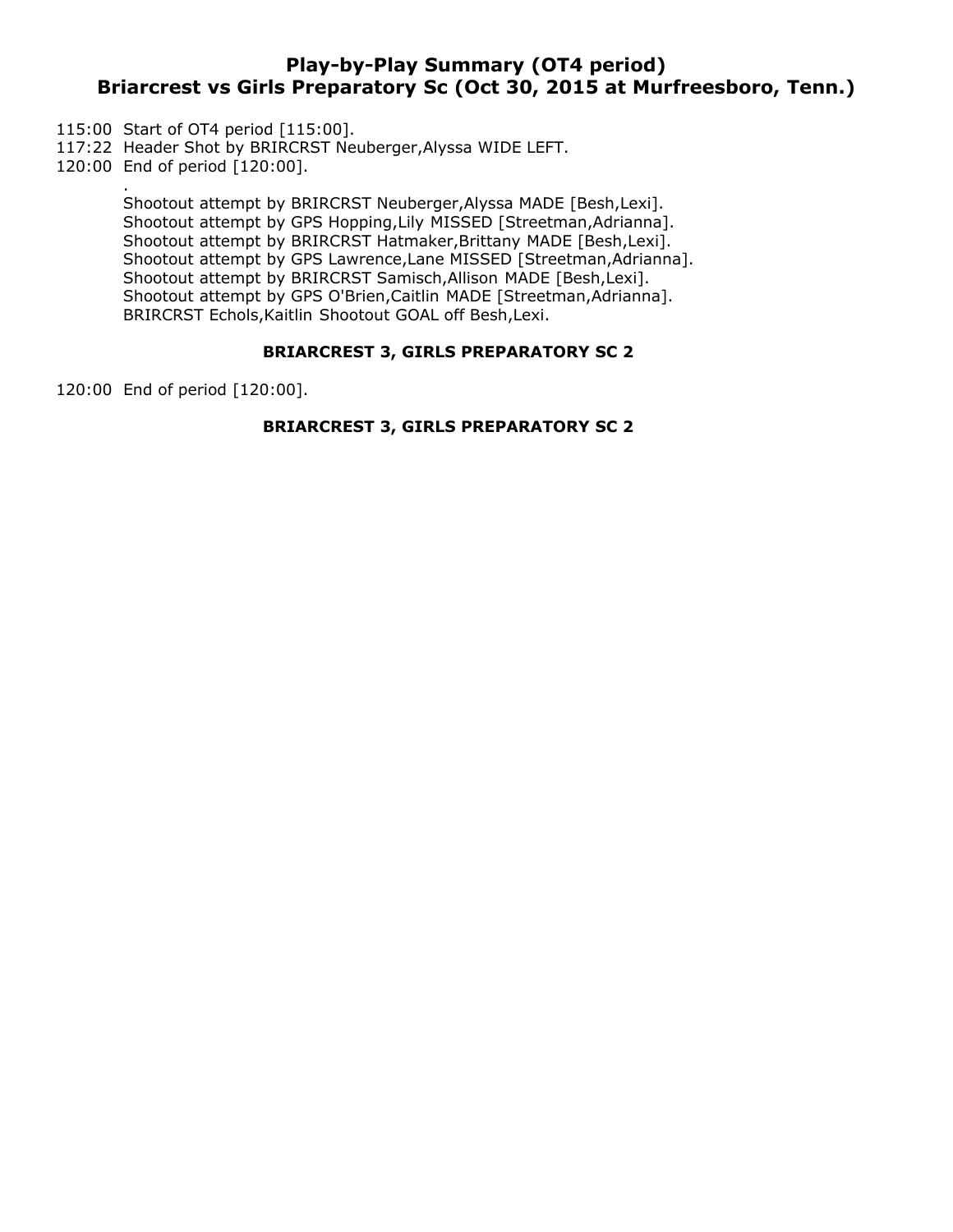## Play-by-Play Summary (OT4 period)
## Briarcrest vs Girls Preparatory Sc (Oct 30, 2015 at Murfreesboro, Tenn.)

115:00 Start of OT4 period [115:00].
117:22 Header Shot by BRIRCRST Neuberger,Alyssa WIDE LEFT.
120:00 End of period [120:00].

.
Shootout attempt by BRIRCRST Neuberger,Alyssa MADE [Besh,Lexi].
Shootout attempt by GPS Hopping,Lily MISSED [Streetman,Adrianna].
Shootout attempt by BRIRCRST Hatmaker,Brittany MADE [Besh,Lexi].
Shootout attempt by GPS Lawrence,Lane MISSED [Streetman,Adrianna].
Shootout attempt by BRIRCRST Samisch,Allison MADE [Besh,Lexi].
Shootout attempt by GPS O'Brien,Caitlin MADE [Streetman,Adrianna].
BRIRCRST Echols,Kaitlin Shootout GOAL off Besh,Lexi.

**BRIARCREST 3, GIRLS PREPARATORY SC 2**

120:00 End of period [120:00].

**BRIARCREST 3, GIRLS PREPARATORY SC 2**